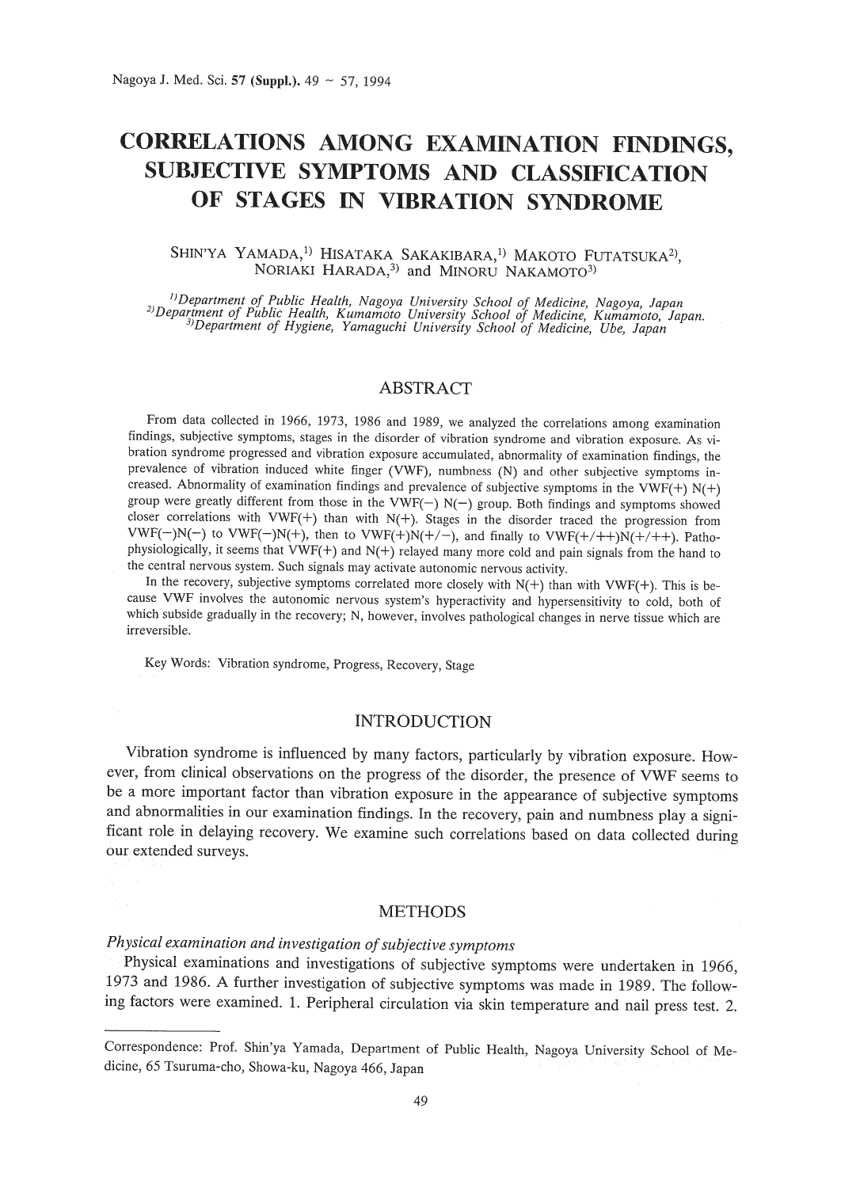# CORRELATIONS AMONG EXAMINATION FINDINGS, SUBJECTIVE SYMPTOMS AND CLASSIFICATION OF STAGES IN VIBRATION SYNDROME

SHIN'YA YAMADA,[1] HISATAKA SAKAKIBARA,[1] MAKOTO FUTATSUKA[2], NORIAKI HARADA,[3] and MINORU NAKAMOTO[3]

[1] *Department of Public Health, Nagoya University School of Medicine, Nagoya, Japan*
[2] *Department of Public Health, Kumamoto University School of Medicine, Kumamoto, Japan.*
[3] *Department of Hygiene, Yamaguchi University School of Medicine, Ube, Japan*

## ABSTRACT

From data collected in 1966, 1973, 1986 and 1989, we analyzed the correlations among examination findings, subjective symptoms, stages in the disorder of vibration syndrome and vibration exposure. As vibration syndrome progressed and vibration exposure accumulated, abnormality of examination findings, the prevalence of vibration induced white finger (VWF), numbness (N) and other subjective symptoms increased. Abnormality of examination findings and prevalence of subjective symptoms in the VWF(+) N(+) group were greatly different from those in the VWF(−) N(−) group. Both findings and symptoms showed closer correlations with VWF(+) than with N(+). Stages in the disorder traced the progression from VWF(−)N(−) to VWF(−)N(+), then to VWF(+)N(+/−), and finally to VWF(+/++)N(+/++). Pathophysiologically, it seems that VWF(+) and N(+) relayed many more cold and pain signals from the hand to the central nervous system. Such signals may activate autonomic nervous activity.

In the recovery, subjective symptoms correlated more closely with N(+) than with VWF(+). This is because VWF involves the autonomic nervous system's hyperactivity and hypersensitivity to cold, both of which subside gradually in the recovery; N, however, involves pathological changes in nerve tissue which are irreversible.

Key Words: Vibration syndrome, Progress, Recovery, Stage

## INTRODUCTION

Vibration syndrome is influenced by many factors, particularly by vibration exposure. However, from clinical observations on the progress of the disorder, the presence of VWF seems to be a more important factor than vibration exposure in the appearance of subjective symptoms and abnormalities in our examination findings. In the recovery, pain and numbness play a significant role in delaying recovery. We examine such correlations based on data collected during our extended surveys.

## METHODS

### *Physical examination and investigation of subjective symptoms*

Physical examinations and investigations of subjective symptoms were undertaken in 1966, 1973 and 1986. A further investigation of subjective symptoms was made in 1989. The following factors were examined. 1. Peripheral circulation via skin temperature and nail press test. 2.

---

Correspondence: Prof. Shin'ya Yamada, Department of Public Health, Nagoya University School of Medicine, 65 Tsuruma-cho, Showa-ku, Nagoya 466, Japan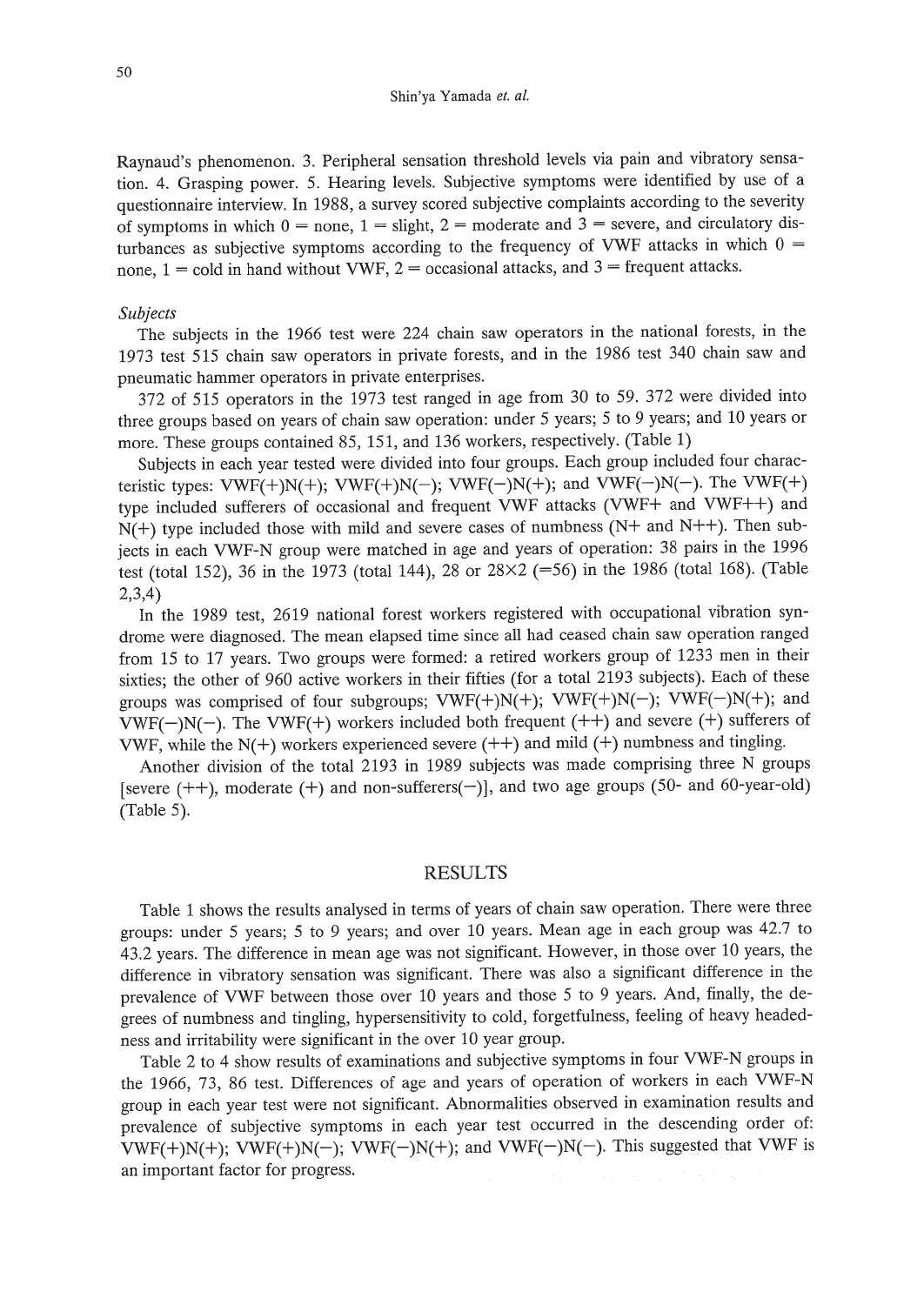Raynaud's phenomenon. 3. Peripheral sensation threshold levels via pain and vibratory sensation. 4. Grasping power. 5. Hearing levels. Subjective symptoms were identified by use of a questionnaire interview. In 1988, a survey scored subjective complaints according to the severity of symptoms in which 0 = none, 1 = slight, 2 = moderate and 3 = severe, and circulatory disturbances as subjective symptoms according to the frequency of VWF attacks in which 0 = none, 1 = cold in hand without VWF, 2 = occasional attacks, and 3 = frequent attacks.

*Subjects*

The subjects in the 1966 test were 224 chain saw operators in the national forests, in the 1973 test 515 chain saw operators in private forests, and in the 1986 test 340 chain saw and pneumatic hammer operators in private enterprises.

372 of 515 operators in the 1973 test ranged in age from 30 to 59. 372 were divided into three groups based on years of chain saw operation: under 5 years; 5 to 9 years; and 10 years or more. These groups contained 85, 151, and 136 workers, respectively. (Table 1)

Subjects in each year tested were divided into four groups. Each group included four characteristic types: VWF(+)N(+); VWF(+)N(−); VWF(−)N(+); and VWF(−)N(−). The VWF(+) type included sufferers of occasional and frequent VWF attacks (VWF+ and VWF++) and N(+) type included those with mild and severe cases of numbness (N+ and N++). Then subjects in each VWF-N group were matched in age and years of operation: 38 pairs in the 1996 test (total 152), 36 in the 1973 (total 144), 28 or 28×2 (=56) in the 1986 (total 168). (Table 2,3,4)

In the 1989 test, 2619 national forest workers registered with occupational vibration syndrome were diagnosed. The mean elapsed time since all had ceased chain saw operation ranged from 15 to 17 years. Two groups were formed: a retired workers group of 1233 men in their sixties; the other of 960 active workers in their fifties (for a total 2193 subjects). Each of these groups was comprised of four subgroups; VWF(+)N(+); VWF(+)N(−); VWF(−)N(+); and VWF(−)N(−). The VWF(+) workers included both frequent (++) and severe (+) sufferers of VWF, while the N(+) workers experienced severe (++) and mild (+) numbness and tingling.

Another division of the total 2193 in 1989 subjects was made comprising three N groups [severe (++), moderate (+) and non-sufferers(−)], and two age groups (50- and 60-year-old) (Table 5).

## RESULTS

Table 1 shows the results analysed in terms of years of chain saw operation. There were three groups: under 5 years; 5 to 9 years; and over 10 years. Mean age in each group was 42.7 to 43.2 years. The difference in mean age was not significant. However, in those over 10 years, the difference in vibratory sensation was significant. There was also a significant difference in the prevalence of VWF between those over 10 years and those 5 to 9 years. And, finally, the degrees of numbness and tingling, hypersensitivity to cold, forgetfulness, feeling of heavy headedness and irritability were significant in the over 10 year group.

Table 2 to 4 show results of examinations and subjective symptoms in four VWF-N groups in the 1966, 73, 86 test. Differences of age and years of operation of workers in each VWF-N group in each year test were not significant. Abnormalities observed in examination results and prevalence of subjective symptoms in each year test occurred in the descending order of: VWF(+)N(+); VWF(+)N(−); VWF(−)N(+); and VWF(−)N(−). This suggested that VWF is an important factor for progress.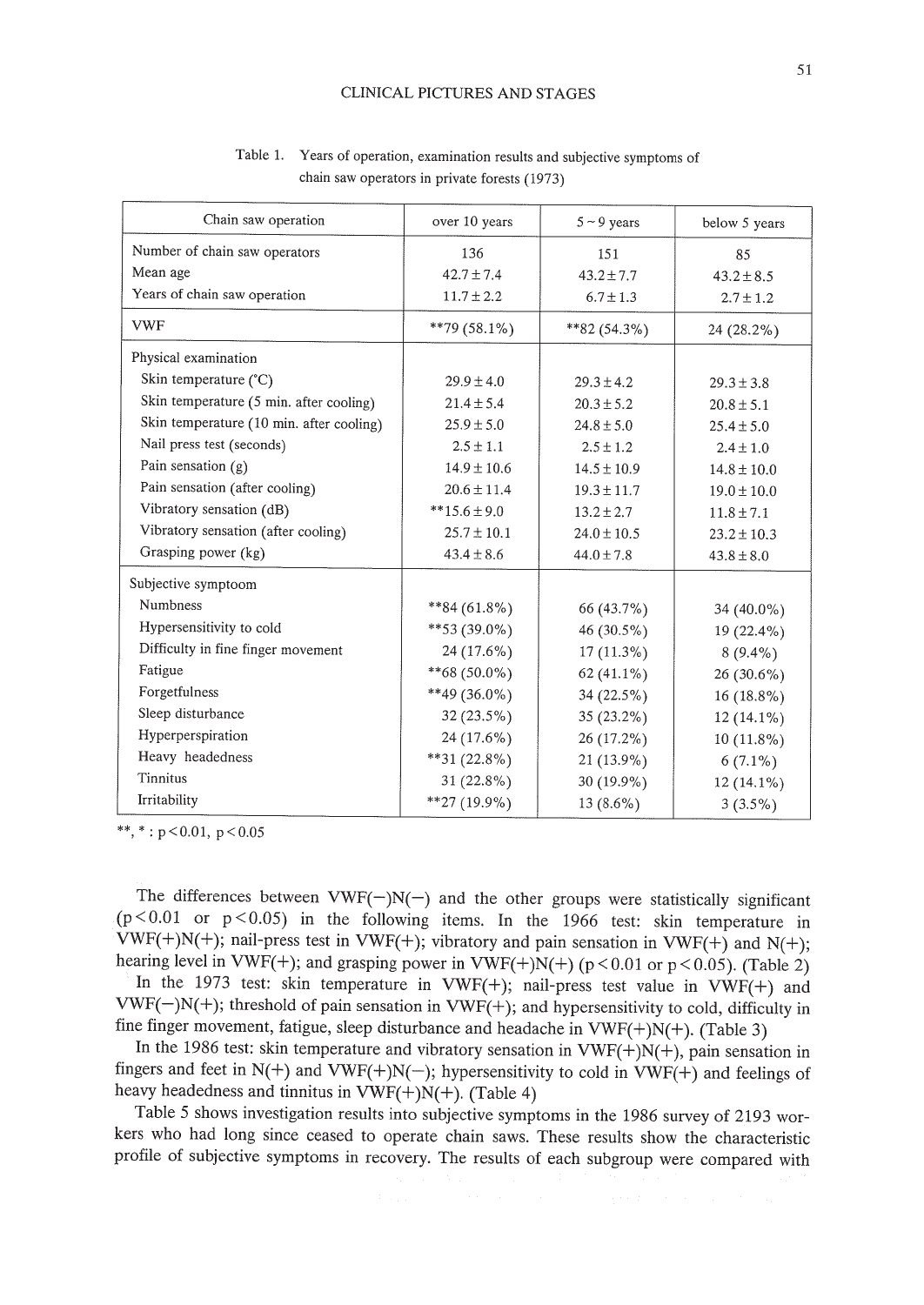Table 1. Years of operation, examination results and subjective symptoms of chain saw operators in private forests (1973)

| Chain saw operation | over 10 years | 5 ~ 9 years | below 5 years |
|---|---|---|---|
| Number of chain saw operators | 136 | 151 | 85 |
| Mean age | 42.7 ± 7.4 | 43.2 ± 7.7 | 43.2 ± 8.5 |
| Years of chain saw operation | 11.7 ± 2.2 | 6.7 ± 1.3 | 2.7 ± 1.2 |
| VWF | **79 (58.1%) | **82 (54.3%) | 24 (28.2%) |
| Physical examination | | | |
| Skin temperature (°C) | 29.9 ± 4.0 | 29.3 ± 4.2 | 29.3 ± 3.8 |
| Skin temperature (5 min. after cooling) | 21.4 ± 5.4 | 20.3 ± 5.2 | 20.8 ± 5.1 |
| Skin temperature (10 min. after cooling) | 25.9 ± 5.0 | 24.8 ± 5.0 | 25.4 ± 5.0 |
| Nail press test (seconds) | 2.5 ± 1.1 | 2.5 ± 1.2 | 2.4 ± 1.0 |
| Pain sensation (g) | 14.9 ± 10.6 | 14.5 ± 10.9 | 14.8 ± 10.0 |
| Pain sensation (after cooling) | 20.6 ± 11.4 | 19.3 ± 11.7 | 19.0 ± 10.0 |
| Vibratory sensation (dB) | **15.6 ± 9.0 | 13.2 ± 2.7 | 11.8 ± 7.1 |
| Vibratory sensation (after cooling) | 25.7 ± 10.1 | 24.0 ± 10.5 | 23.2 ± 10.3 |
| Grasping power (kg) | 43.4 ± 8.6 | 44.0 ± 7.8 | 43.8 ± 8.0 |
| Subjective symptoom | | | |
| Numbness | **84 (61.8%) | 66 (43.7%) | 34 (40.0%) |
| Hypersensitivity to cold | **53 (39.0%) | 46 (30.5%) | 19 (22.4%) |
| Difficulty in fine finger movement | 24 (17.6%) | 17 (11.3%) | 8 (9.4%) |
| Fatigue | **68 (50.0%) | 62 (41.1%) | 26 (30.6%) |
| Forgetfulness | **49 (36.0%) | 34 (22.5%) | 16 (18.8%) |
| Sleep disturbance | 32 (23.5%) | 35 (23.2%) | 12 (14.1%) |
| Hyperperspiration | 24 (17.6%) | 26 (17.2%) | 10 (11.8%) |
| Heavy headedness | **31 (22.8%) | 21 (13.9%) | 6 (7.1%) |
| Tinnitus | 31 (22.8%) | 30 (19.9%) | 12 (14.1%) |
| Irritability | **27 (19.9%) | 13 (8.6%) | 3 (3.5%) |

**, * : $p<0.01$, $p<0.05$

The differences between VWF(−)N(−) and the other groups were statistically significant ($p<0.01$ or $p<0.05$) in the following items. In the 1966 test: skin temperature in VWF(+)N(+); nail-press test in VWF(+); vibratory and pain sensation in VWF(+) and N(+); hearing level in VWF(+); and grasping power in VWF(+)N(+) ($p<0.01$ or $p<0.05$). (Table 2)

In the 1973 test: skin temperature in VWF(+); nail-press test value in VWF(+) and VWF(−)N(+); threshold of pain sensation in VWF(+); and hypersensitivity to cold, difficulty in fine finger movement, fatigue, sleep disturbance and headache in VWF(+)N(+). (Table 3)

In the 1986 test: skin temperature and vibratory sensation in VWF(+)N(+), pain sensation in fingers and feet in N(+) and VWF(+)N(−); hypersensitivity to cold in VWF(+) and feelings of heavy headedness and tinnitus in VWF(+)N(+). (Table 4)

Table 5 shows investigation results into subjective symptoms in the 1986 survey of 2193 workers who had long since ceased to operate chain saws. These results show the characteristic profile of subjective symptoms in recovery. The results of each subgroup were compared with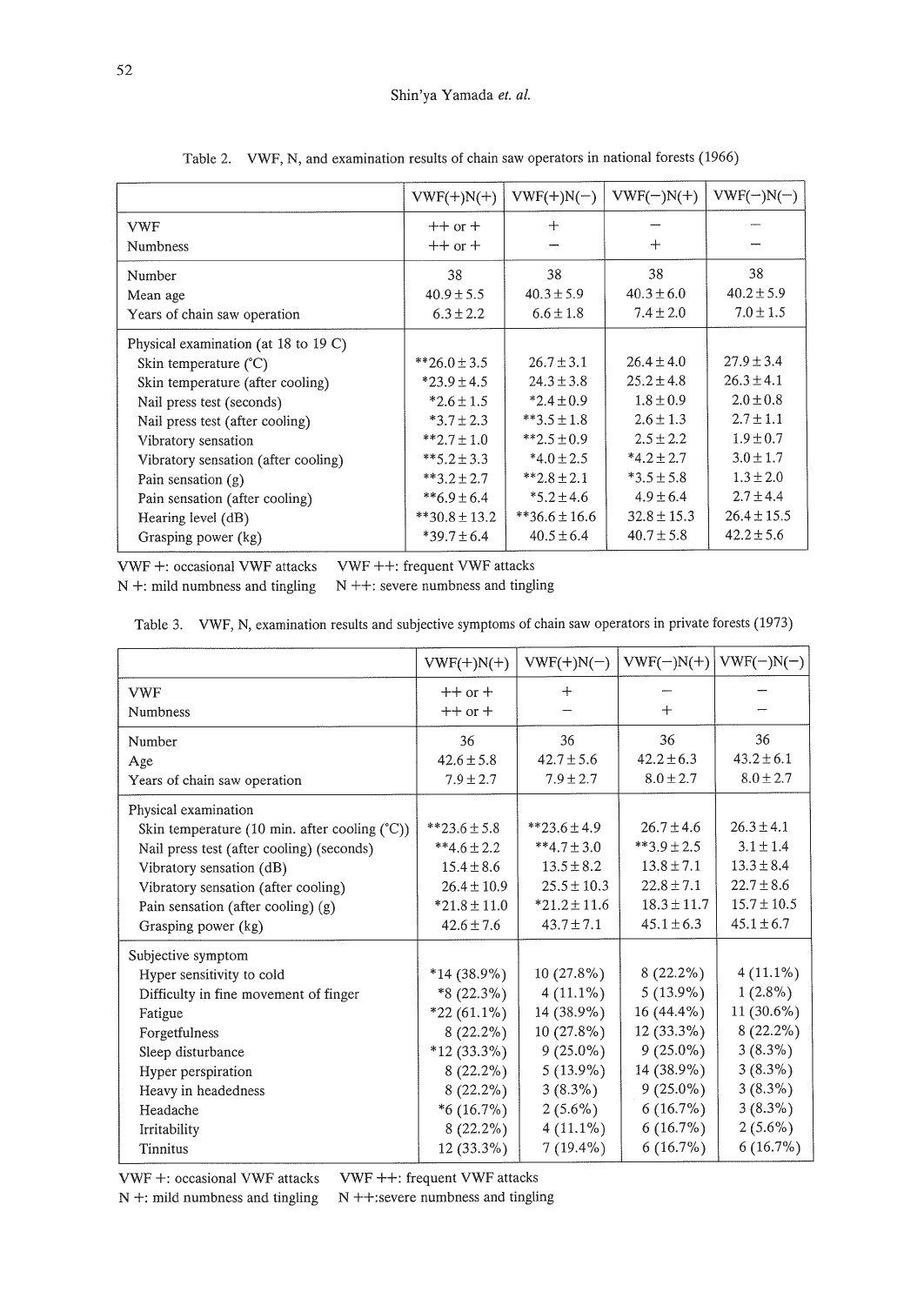Table 2. VWF, N, and examination results of chain saw operators in national forests (1966)

| | VWF(+)N(+) | VWF(+)N(−) | VWF(−)N(+) | VWF(−)N(−) |
|---|---|---|---|---|
| VWF | ++ or + | + | − | − |
| Numbness | ++ or + | − | + | − |
| Number | 38 | 38 | 38 | 38 |
| Mean age | 40.9±5.5 | 40.3±5.9 | 40.3±6.0 | 40.2±5.9 |
| Years of chain saw operation | 6.3±2.2 | 6.6±1.8 | 7.4±2.0 | 7.0±1.5 |
| Physical examination (at 18 to 19 C) | | | | |
| Skin temperature (℃) | **26.0±3.5 | 26.7±3.1 | 26.4±4.0 | 27.9±3.4 |
| Skin temperature (after cooling) | *23.9±4.5 | 24.3±3.8 | 25.2±4.8 | 26.3±4.1 |
| Nail press test (seconds) | *2.6±1.5 | *2.4±0.9 | 1.8±0.9 | 2.0±0.8 |
| Nail press test (after cooling) | *3.7±2.3 | **3.5±1.8 | 2.6±1.3 | 2.7±1.1 |
| Vibratory sensation | **2.7±1.0 | **2.5±0.9 | 2.5±2.2 | 1.9±0.7 |
| Vibratory sensation (after cooling) | **5.2±3.3 | *4.0±2.5 | *4.2±2.7 | 3.0±1.7 |
| Pain sensation (g) | **3.2±2.7 | **2.8±2.1 | *3.5±5.8 | 1.3±2.0 |
| Pain sensation (after cooling) | **6.9±6.4 | *5.2±4.6 | 4.9±6.4 | 2.7±4.4 |
| Hearing level (dB) | **30.8±13.2 | **36.6±16.6 | 32.8±15.3 | 26.4±15.5 |
| Grasping power (kg) | *39.7±6.4 | 40.5±6.4 | 40.7±5.8 | 42.2±5.6 |

VWF +: occasional VWF attacks  VWF ++: frequent VWF attacks
N +: mild numbness and tingling  N ++: severe numbness and tingling

Table 3. VWF, N, examination results and subjective symptoms of chain saw operators in private forests (1973)

| | VWF(+)N(+) | VWF(+)N(−) | VWF(−)N(+) | VWF(−)N(−) |
|---|---|---|---|---|
| VWF | ++ or + | + | − | − |
| Numbness | ++ or + | − | + | − |
| Number | 36 | 36 | 36 | 36 |
| Age | 42.6±5.8 | 42.7±5.6 | 42.2±6.3 | 43.2±6.1 |
| Years of chain saw operation | 7.9±2.7 | 7.9±2.7 | 8.0±2.7 | 8.0±2.7 |
| Physical examination | | | | |
| Skin temperature (10 min. after cooling (℃)) | **23.6±5.8 | **23.6±4.9 | 26.7±4.6 | 26.3±4.1 |
| Nail press test (after cooling) (seconds) | **4.6±2.2 | **4.7±3.0 | **3.9±2.5 | 3.1±1.4 |
| Vibratory sensation (dB) | 15.4±8.6 | 13.5±8.2 | 13.8±7.1 | 13.3±8.4 |
| Vibratory sensation (after cooling) | 26.4±10.9 | 25.5±10.3 | 22.8±7.1 | 22.7±8.6 |
| Pain sensation (after cooling) (g) | *21.8±11.0 | *21.2±11.6 | 18.3±11.7 | 15.7±10.5 |
| Grasping power (kg) | 42.6±7.6 | 43.7±7.1 | 45.1±6.3 | 45.1±6.7 |
| Subjective symptom | | | | |
| Hyper sensitivity to cold | *14 (38.9%) | 10 (27.8%) | 8 (22.2%) | 4 (11.1%) |
| Difficulty in fine movement of finger | *8 (22.3%) | 4 (11.1%) | 5 (13.9%) | 1 (2.8%) |
| Fatigue | *22 (61.1%) | 14 (38.9%) | 16 (44.4%) | 11 (30.6%) |
| Forgetfulness | 8 (22.2%) | 10 (27.8%) | 12 (33.3%) | 8 (22.2%) |
| Sleep disturbance | *12 (33.3%) | 9 (25.0%) | 9 (25.0%) | 3 (8.3%) |
| Hyper perspiration | 8 (22.2%) | 5 (13.9%) | 14 (38.9%) | 3 (8.3%) |
| Heavy in headedness | 8 (22.2%) | 3 (8.3%) | 9 (25.0%) | 3 (8.3%) |
| Headache | *6 (16.7%) | 2 (5.6%) | 6 (16.7%) | 3 (8.3%) |
| Irritability | 8 (22.2%) | 4 (11.1%) | 6 (16.7%) | 2 (5.6%) |
| Tinnitus | 12 (33.3%) | 7 (19.4%) | 6 (16.7%) | 6 (16.7%) |

VWF +: occasional VWF attacks  VWF ++: frequent VWF attacks
N +: mild numbness and tingling  N ++:severe numbness and tingling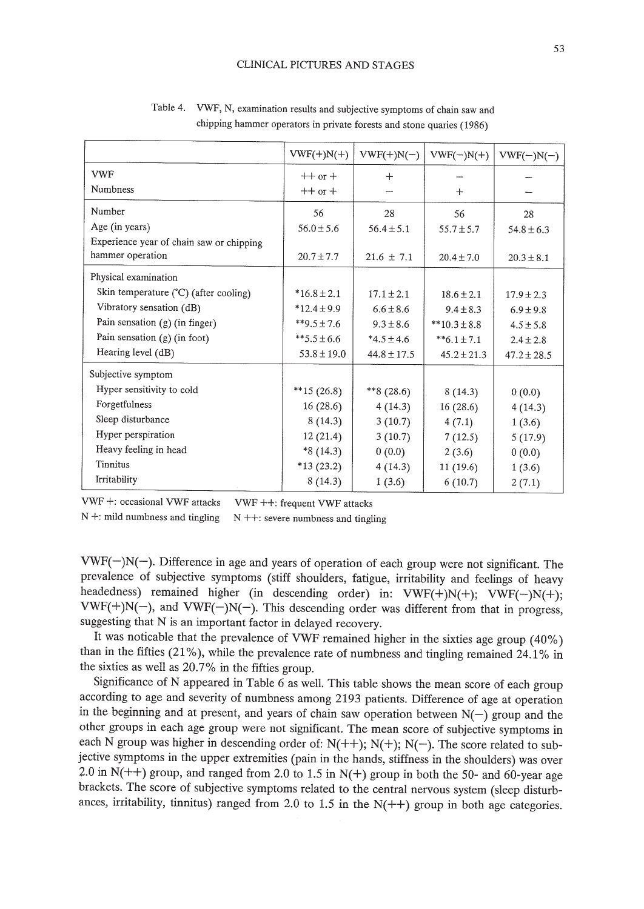Table 4. VWF, N, examination results and subjective symptoms of chain saw and chipping hammer operators in private forests and stone quaries (1986)

| | VWF(+)N(+) | VWF(+)N(−) | VWF(−)N(+) | VWF(−)N(−) |
|---|---|---|---|---|
| VWF | ++ or + | + | − | − |
| Numbness | ++ or + | − | + | − |
| Number | 56 | 28 | 56 | 28 |
| Age (in years) | 56.0±5.6 | 56.4±5.1 | 55.7±5.7 | 54.8±6.3 |
| Experience year of chain saw or chipping hammer operation | 20.7±7.7 | 21.6 ± 7.1 | 20.4±7.0 | 20.3±8.1 |
| Physical examination | | | | |
| Skin temperature (°C) (after cooling) | *16.8±2.1 | 17.1±2.1 | 18.6±2.1 | 17.9±2.3 |
| Vibratory sensation (dB) | *12.4±9.9 | 6.6±8.6 | 9.4±8.3 | 6.9±9.8 |
| Pain sensation (g) (in finger) | **9.5±7.6 | 9.3±8.6 | **10.3±8.8 | 4.5±5.8 |
| Pain sensation (g) (in foot) | **5.5±6.6 | *4.5±4.6 | **6.1±7.1 | 2.4±2.8 |
| Hearing level (dB) | 53.8±19.0 | 44.8±17.5 | 45.2±21.3 | 47.2±28.5 |
| Subjective symptom | | | | |
| Hyper sensitivity to cold | **15 (26.8) | **8 (28.6) | 8 (14.3) | 0 (0.0) |
| Forgetfulness | 16 (28.6) | 4 (14.3) | 16 (28.6) | 4 (14.3) |
| Sleep disturbance | 8 (14.3) | 3 (10.7) | 4 (7.1) | 1 (3.6) |
| Hyper perspiration | 12 (21.4) | 3 (10.7) | 7 (12.5) | 5 (17.9) |
| Heavy feeling in head | *8 (14.3) | 0 (0.0) | 2 (3.6) | 0 (0.0) |
| Tinnitus | *13 (23.2) | 4 (14.3) | 11 (19.6) | 1 (3.6) |
| Irritability | 8 (14.3) | 1 (3.6) | 6 (10.7) | 2 (7.1) |

VWF +: occasional VWF attacks VWF ++: frequent VWF attacks
N +: mild numbness and tingling N ++: severe numbness and tingling

VWF(−)N(−). Difference in age and years of operation of each group were not significant. The prevalence of subjective symptoms (stiff shoulders, fatigue, irritability and feelings of heavy headedness) remained higher (in descending order) in: VWF(+)N(+); VWF(−)N(+); VWF(+)N(−), and VWF(−)N(−). This descending order was different from that in progress, suggesting that N is an important factor in delayed recovery.

It was noticable that the prevalence of VWF remained higher in the sixties age group (40%) than in the fifties (21%), while the prevalence rate of numbness and tingling remained 24.1% in the sixties as well as 20.7% in the fifties group.

Significance of N appeared in Table 6 as well. This table shows the mean score of each group according to age and severity of numbness among 2193 patients. Difference of age at operation in the beginning and at present, and years of chain saw operation between N(−) group and the other groups in each age group were not significant. The mean score of subjective symptoms in each N group was higher in descending order of: N(++); N(+); N(−). The score related to subjective symptoms in the upper extremities (pain in the hands, stiffness in the shoulders) was over 2.0 in N(++) group, and ranged from 2.0 to 1.5 in N(+) group in both the 50- and 60-year age brackets. The score of subjective symptoms related to the central nervous system (sleep disturbances, irritability, tinnitus) ranged from 2.0 to 1.5 in the N(++) group in both age categories.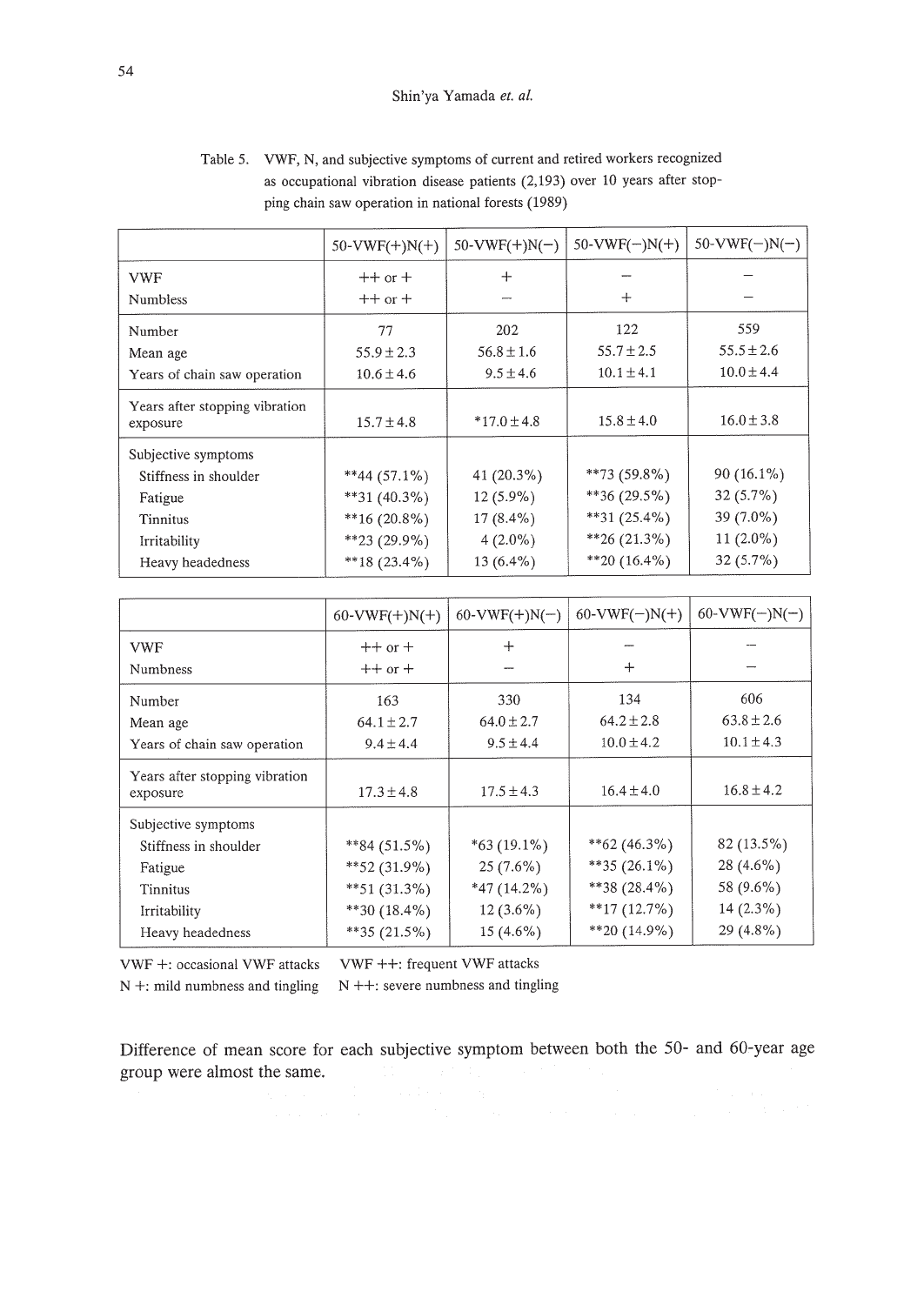Table 5. VWF, N, and subjective symptoms of current and retired workers recognized as occupational vibration disease patients (2,193) over 10 years after stopping chain saw operation in national forests (1989)

| | 50-VWF(+)N(+) | 50-VWF(+)N(−) | 50-VWF(−)N(+) | 50-VWF(−)N(−) |
|---|---|---|---|---|
| VWF | ++ or + | + | − | − |
| Numbless | ++ or + | − | + | − |
| Number | 77 | 202 | 122 | 559 |
| Mean age | 55.9 ± 2.3 | 56.8 ± 1.6 | 55.7 ± 2.5 | 55.5 ± 2.6 |
| Years of chain saw operation | 10.6 ± 4.6 | 9.5 ± 4.6 | 10.1 ± 4.1 | 10.0 ± 4.4 |
| Years after stopping vibration exposure | 15.7 ± 4.8 | *17.0 ± 4.8 | 15.8 ± 4.0 | 16.0 ± 3.8 |
| Subjective symptoms | | | | |
| Stiffness in shoulder | **44 (57.1%) | 41 (20.3%) | **73 (59.8%) | 90 (16.1%) |
| Fatigue | **31 (40.3%) | 12 (5.9%) | **36 (29.5%) | 32 (5.7%) |
| Tinnitus | **16 (20.8%) | 17 (8.4%) | **31 (25.4%) | 39 (7.0%) |
| Irritability | **23 (29.9%) | 4 (2.0%) | **26 (21.3%) | 11 (2.0%) |
| Heavy headedness | **18 (23.4%) | 13 (6.4%) | **20 (16.4%) | 32 (5.7%) |

| | 60-VWF(+)N(+) | 60-VWF(+)N(−) | 60-VWF(−)N(+) | 60-VWF(−)N(−) |
|---|---|---|---|---|
| VWF | ++ or + | + | − | − |
| Numbness | ++ or + | − | + | − |
| Number | 163 | 330 | 134 | 606 |
| Mean age | 64.1 ± 2.7 | 64.0 ± 2.7 | 64.2 ± 2.8 | 63.8 ± 2.6 |
| Years of chain saw operation | 9.4 ± 4.4 | 9.5 ± 4.4 | 10.0 ± 4.2 | 10.1 ± 4.3 |
| Years after stopping vibration exposure | 17.3 ± 4.8 | 17.5 ± 4.3 | 16.4 ± 4.0 | 16.8 ± 4.2 |
| Subjective symptoms | | | | |
| Stiffness in shoulder | **84 (51.5%) | *63 (19.1%) | **62 (46.3%) | 82 (13.5%) |
| Fatigue | **52 (31.9%) | 25 (7.6%) | **35 (26.1%) | 28 (4.6%) |
| Tinnitus | **51 (31.3%) | *47 (14.2%) | **38 (28.4%) | 58 (9.6%) |
| Irritability | **30 (18.4%) | 12 (3.6%) | **17 (12.7%) | 14 (2.3%) |
| Heavy headedness | **35 (21.5%) | 15 (4.6%) | **20 (14.9%) | 29 (4.8%) |

VWF +: occasional VWF attacks VWF ++: frequent VWF attacks
N +: mild numbness and tingling N ++: severe numbness and tingling

Difference of mean score for each subjective symptom between both the 50- and 60-year age group were almost the same.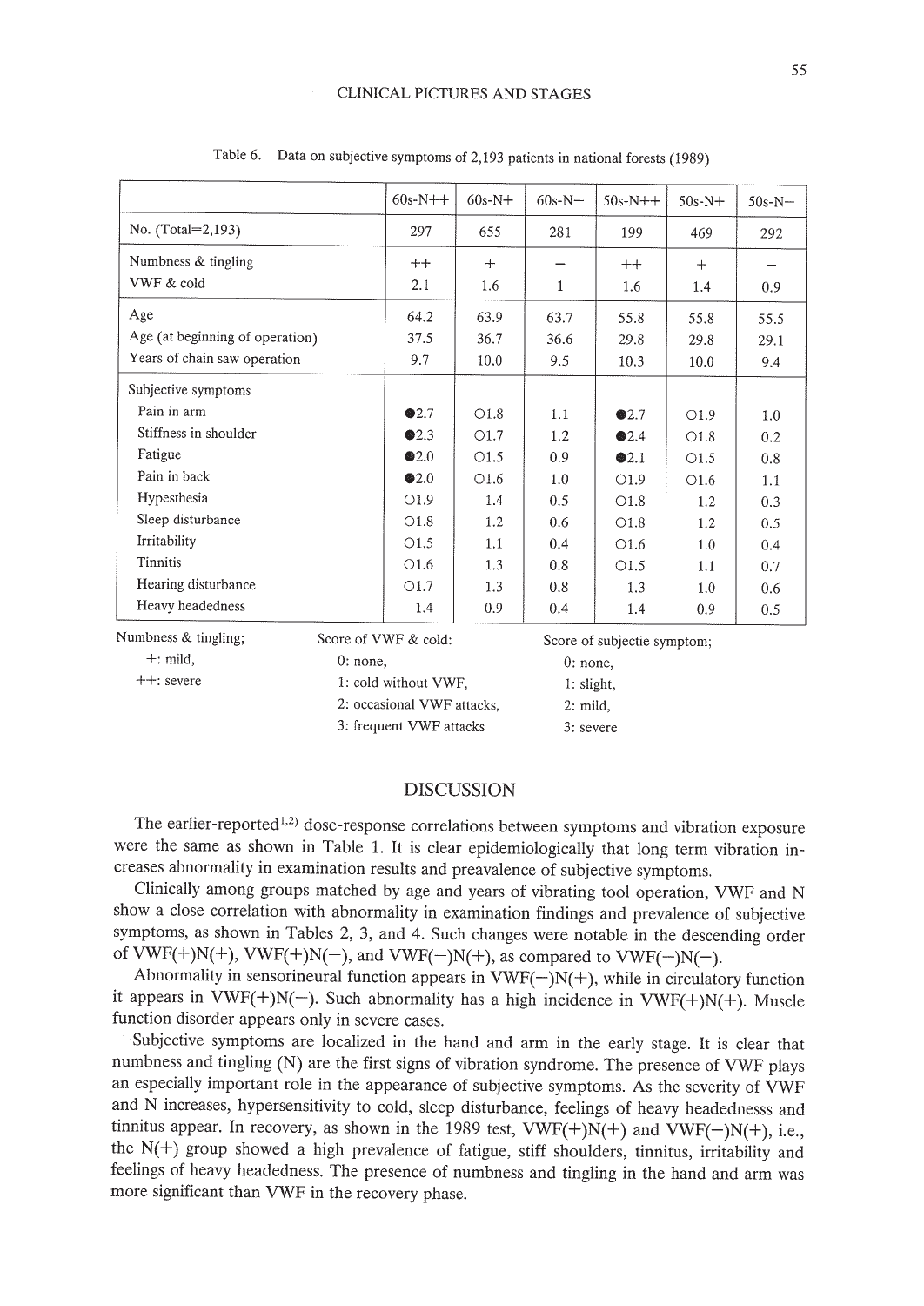Table 6. Data on subjective symptoms of 2,193 patients in national forests (1989)

| | 60s-N++ | 60s-N+ | 60s-N− | 50s-N++ | 50s-N+ | 50s-N− |
|---|---|---|---|---|---|---|
| No. (Total=2,193) | 297 | 655 | 281 | 199 | 469 | 292 |
| Numbness & tingling | ++ | + | − | ++ | + | − |
| VWF & cold | 2.1 | 1.6 | 1 | 1.6 | 1.4 | 0.9 |
| Age | 64.2 | 63.9 | 63.7 | 55.8 | 55.8 | 55.5 |
| Age (at beginning of operation) | 37.5 | 36.7 | 36.6 | 29.8 | 29.8 | 29.1 |
| Years of chain saw operation | 9.7 | 10.0 | 9.5 | 10.3 | 10.0 | 9.4 |
| Subjective symptoms | | | | | | |
| Pain in arm | ●2.7 | ○1.8 | 1.1 | ●2.7 | ○1.9 | 1.0 |
| Stiffness in shoulder | ●2.3 | ○1.7 | 1.2 | ●2.4 | ○1.8 | 0.2 |
| Fatigue | ●2.0 | ○1.5 | 0.9 | ●2.1 | ○1.5 | 0.8 |
| Pain in back | ●2.0 | ○1.6 | 1.0 | ○1.9 | ○1.6 | 1.1 |
| Hypesthesia | ○1.9 | 1.4 | 0.5 | ○1.8 | 1.2 | 0.3 |
| Sleep disturbance | ○1.8 | 1.2 | 0.6 | ○1.8 | 1.2 | 0.5 |
| Irritability | ○1.5 | 1.1 | 0.4 | ○1.6 | 1.0 | 0.4 |
| Tinnitis | ○1.6 | 1.3 | 0.8 | ○1.5 | 1.1 | 0.7 |
| Hearing disturbance | ○1.7 | 1.3 | 0.8 | 1.3 | 1.0 | 0.6 |
| Heavy headedness | 1.4 | 0.9 | 0.4 | 1.4 | 0.9 | 0.5 |

Numbness & tingling; +: mild, ++: severe

Score of VWF & cold: 0: none, 1: cold without VWF, 2: occasional VWF attacks, 3: frequent VWF attacks

Score of subjectie symptom; 0: none, 1: slight, 2: mild, 3: severe

## DISCUSSION

The earlier-reported[1,2] dose-response correlations between symptoms and vibration exposure were the same as shown in Table 1. It is clear epidemiologically that long term vibration increases abnormality in examination results and preavalence of subjective symptoms.

Clinically among groups matched by age and years of vibrating tool operation, VWF and N show a close correlation with abnormality in examination findings and prevalence of subjective symptoms, as shown in Tables 2, 3, and 4. Such changes were notable in the descending order of VWF(+)N(+), VWF(+)N(−), and VWF(−)N(+), as compared to VWF(−)N(−).

Abnormality in sensorineural function appears in VWF(−)N(+), while in circulatory function it appears in VWF(+)N(−). Such abnormality has a high incidence in VWF(+)N(+). Muscle function disorder appears only in severe cases.

Subjective symptoms are localized in the hand and arm in the early stage. It is clear that numbness and tingling (N) are the first signs of vibration syndrome. The presence of VWF plays an especially important role in the appearance of subjective symptoms. As the severity of VWF and N increases, hypersensitivity to cold, sleep disturbance, feelings of heavy headednesss and tinnitus appear. In recovery, as shown in the 1989 test, VWF(+)N(+) and VWF(−)N(+), i.e., the N(+) group showed a high prevalence of fatigue, stiff shoulders, tinnitus, irritability and feelings of heavy headedness. The presence of numbness and tingling in the hand and arm was more significant than VWF in the recovery phase.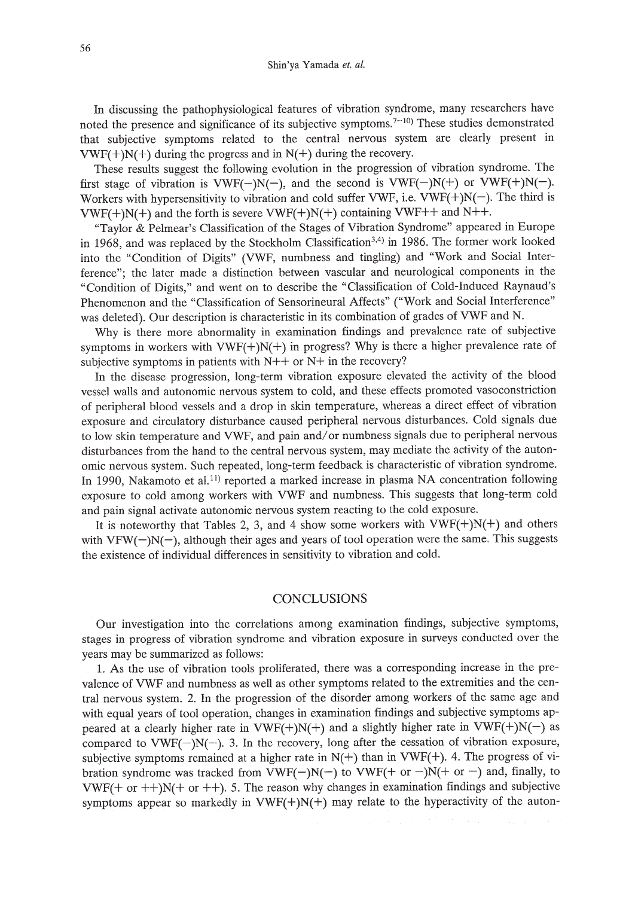In discussing the pathophysiological features of vibration syndrome, many researchers have noted the presence and significance of its subjective symptoms.[7–10] These studies demonstrated that subjective symptoms related to the central nervous system are clearly present in VWF(+)N(+) during the progress and in N(+) during the recovery.

These results suggest the following evolution in the progression of vibration syndrome. The first stage of vibration is VWF(−)N(−), and the second is VWF(−)N(+) or VWF(+)N(−). Workers with hypersensitivity to vibration and cold suffer VWF, i.e. VWF(+)N(−). The third is VWF(+)N(+) and the forth is severe VWF(+)N(+) containing VWF++ and N++.

"Taylor & Pelmear's Classification of the Stages of Vibration Syndrome" appeared in Europe in 1968, and was replaced by the Stockholm Classification[3,4] in 1986. The former work looked into the "Condition of Digits" (VWF, numbness and tingling) and "Work and Social Interference"; the later made a distinction between vascular and neurological components in the "Condition of Digits," and went on to describe the "Classification of Cold-Induced Raynaud's Phenomenon and the "Classification of Sensorineural Affects" ("Work and Social Interference" was deleted). Our description is characteristic in its combination of grades of VWF and N.

Why is there more abnormality in examination findings and prevalence rate of subjective symptoms in workers with VWF(+)N(+) in progress? Why is there a higher prevalence rate of subjective symptoms in patients with N++ or N+ in the recovery?

In the disease progression, long-term vibration exposure elevated the activity of the blood vessel walls and autonomic nervous system to cold, and these effects promoted vasoconstriction of peripheral blood vessels and a drop in skin temperature, whereas a direct effect of vibration exposure and circulatory disturbance caused peripheral nervous disturbances. Cold signals due to low skin temperature and VWF, and pain and/or numbness signals due to peripheral nervous disturbances from the hand to the central nervous system, may mediate the activity of the autonomic nervous system. Such repeated, long-term feedback is characteristic of vibration syndrome. In 1990, Nakamoto et al.[11] reported a marked increase in plasma NA concentration following exposure to cold among workers with VWF and numbness. This suggests that long-term cold and pain signal activate autonomic nervous system reacting to the cold exposure.

It is noteworthy that Tables 2, 3, and 4 show some workers with VWF(+)N(+) and others with VFW(−)N(−), although their ages and years of tool operation were the same. This suggests the existence of individual differences in sensitivity to vibration and cold.

## CONCLUSIONS

Our investigation into the correlations among examination findings, subjective symptoms, stages in progress of vibration syndrome and vibration exposure in surveys conducted over the years may be summarized as follows:

1. As the use of vibration tools proliferated, there was a corresponding increase in the prevalence of VWF and numbness as well as other symptoms related to the extremities and the central nervous system. 2. In the progression of the disorder among workers of the same age and with equal years of tool operation, changes in examination findings and subjective symptoms appeared at a clearly higher rate in VWF(+)N(+) and a slightly higher rate in VWF(+)N(−) as compared to VWF(−)N(−). 3. In the recovery, long after the cessation of vibration exposure, subjective symptoms remained at a higher rate in N(+) than in VWF(+). 4. The progress of vibration syndrome was tracked from VWF(−)N(−) to VWF(+ or −)N(+ or −) and, finally, to VWF(+ or ++)N(+ or ++). 5. The reason why changes in examination findings and subjective symptoms appear so markedly in VWF(+)N(+) may relate to the hyperactivity of the auton-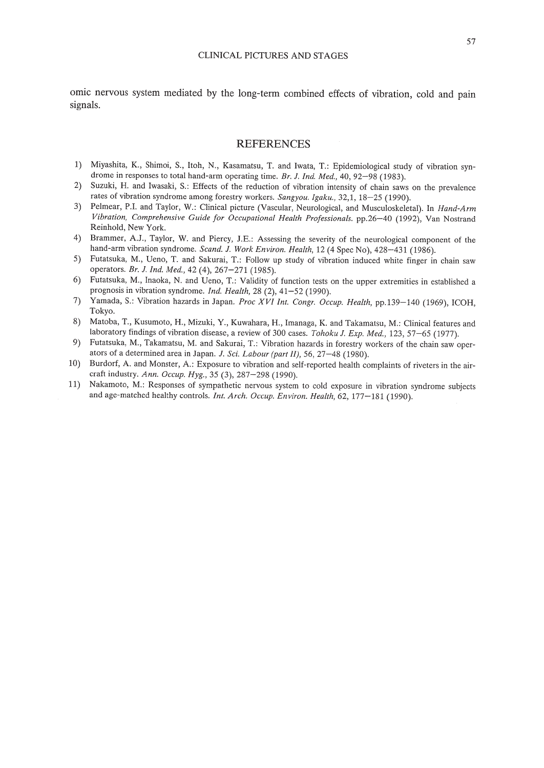omic nervous system mediated by the long-term combined effects of vibration, cold and pain signals.

## REFERENCES

1) Miyashita, K., Shimoi, S., Itoh, N., Kasamatsu, T. and Iwata, T.: Epidemiological study of vibration syndrome in responses to total hand-arm operating time. *Br. J. Ind. Med.,* 40, 92–98 (1983).
2) Suzuki, H. and Iwasaki, S.: Effects of the reduction of vibration intensity of chain saws on the prevalence rates of vibration syndrome among forestry workers. *Sangyou. Igaku.,* 32,1, 18–25 (1990).
3) Pelmear, P.I. and Taylor, W.: Clinical picture (Vascular, Neurological, and Musculoskeletal). In *Hand-Arm Vibration, Comprehensive Guide for Occupational Health Professionals.* pp.26–40 (1992), Van Nostrand Reinhold, New York.
4) Brammer, A.J., Taylor, W. and Piercy, J.E.: Assessing the severity of the neurological component of the hand-arm vibration syndrome. *Scand. J. Work Environ. Health,* 12 (4 Spec No), 428–431 (1986).
5) Futatsuka, M., Ueno, T. and Sakurai, T.: Follow up study of vibration induced white finger in chain saw operators. *Br. J. Ind. Med.,* 42 (4), 267–271 (1985).
6) Futatsuka, M., Inaoka, N. and Ueno, T.: Validity of function tests on the upper extremities in established a prognosis in vibration syndrome. *Ind. Health,* 28 (2), 41–52 (1990).
7) Yamada, S.: Vibration hazards in Japan. *Proc XVI Int. Congr. Occup. Health,* pp.139–140 (1969), ICOH, Tokyo.
8) Matoba, T., Kusumoto, H., Mizuki, Y., Kuwahara, H., Imanaga, K. and Takamatsu, M.: Clinical features and laboratory findings of vibration disease, a review of 300 cases. *Tohoku J. Exp. Med.,* 123, 57–65 (1977).
9) Futatsuka, M., Takamatsu, M. and Sakurai, T.: Vibration hazards in forestry workers of the chain saw operators of a determined area in Japan. *J. Sci. Labour (part II),* 56, 27–48 (1980).
10) Burdorf, A. and Monster, A.: Exposure to vibration and self-reported health complaints of riveters in the aircraft industry. *Ann. Occup. Hyg.,* 35 (3), 287–298 (1990).
11) Nakamoto, M.: Responses of sympathetic nervous system to cold exposure in vibration syndrome subjects and age-matched healthy controls. *Int. Arch. Occup. Environ. Health,* 62, 177–181 (1990).